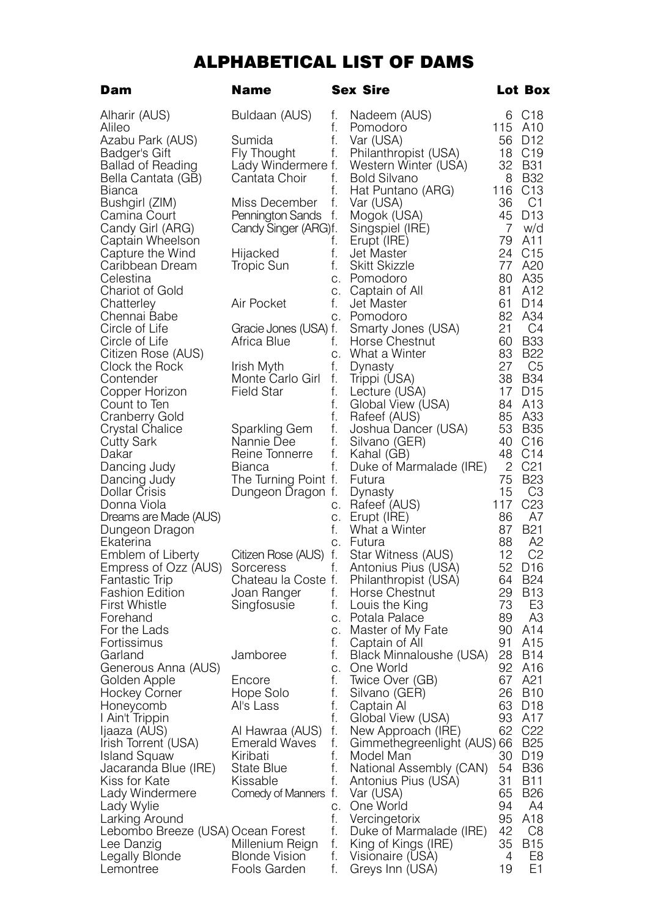# ALPHABETICAL LIST OF DAMS

| Dam | Name | Sex | Sire | Lot | Box |
|---|---|---|---|---|---|
| Alharir (AUS) | Buldaan (AUS) | f. | Nadeem (AUS) | 6 | C18 |
| Alileo | | f. | Pomodoro | 115 | A10 |
| Azabu Park (AUS) | Sumida | f. | Var (USA) | 56 | D12 |
| Badger's Gift | Fly Thought | f. | Philanthropist (USA) | 18 | C19 |
| Ballad of Reading | Lady Windermere | f. | Western Winter (USA) | 32 | B31 |
| Bella Cantata (GB) | Cantata Choir | f. | Bold Silvano | 8 | B32 |
| Bianca | | f. | Hat Puntano (ARG) | 116 | C13 |
| Bushgirl (ZIM) | Miss December | f. | Var (USA) | 36 | C1 |
| Camina Court | Pennington Sands | f. | Mogok (USA) | 45 | D13 |
| Candy Girl (ARG) | Candy Singer (ARG) | f. | Singspiel (IRE) | 7 | w/d |
| Captain Wheelson | | f. | Erupt (IRE) | 79 | A11 |
| Capture the Wind | Hijacked | f. | Jet Master | 24 | C15 |
| Caribbean Dream | Tropic Sun | f. | Skitt Skizzle | 77 | A20 |
| Celestina | | c. | Pomodoro | 80 | A35 |
| Chariot of Gold | | c. | Captain of All | 81 | A12 |
| Chatterley | Air Pocket | f. | Jet Master | 61 | D14 |
| Chennai Babe | | c. | Pomodoro | 82 | A34 |
| Circle of Life | Gracie Jones (USA) | f. | Smarty Jones (USA) | 21 | C4 |
| Circle of Life | Africa Blue | f. | Horse Chestnut | 60 | B33 |
| Citizen Rose (AUS) | | c. | What a Winter | 83 | B22 |
| Clock the Rock | Irish Myth | f. | Dynasty | 27 | C5 |
| Contender | Monte Carlo Girl | f. | Trippi (USA) | 38 | B34 |
| Copper Horizon | Field Star | f. | Lecture (USA) | 17 | D15 |
| Count to Ten | | f. | Global View (USA) | 84 | A13 |
| Cranberry Gold | | f. | Rafeef (AUS) | 85 | A33 |
| Crystal Chalice | Sparkling Gem | f. | Joshua Dancer (USA) | 53 | B35 |
| Cutty Sark | Nannie Dee | f. | Silvano (GER) | 40 | C16 |
| Dakar | Reine Tonnerre | f. | Kahal (GB) | 48 | C14 |
| Dancing Judy | Bianca | f. | Duke of Marmalade (IRE) | 2 | C21 |
| Dancing Judy | The Turning Point | f. | Futura | 75 | B23 |
| Dollar Crisis | Dungeon Dragon | f. | Dynasty | 15 | C3 |
| Donna Viola | | c. | Rafeef (AUS) | 117 | C23 |
| Dreams are Made (AUS) | | c. | Erupt (IRE) | 86 | A7 |
| Dungeon Dragon | | f. | What a Winter | 87 | B21 |
| Ekaterina | | c. | Futura | 88 | A2 |
| Emblem of Liberty | Citizen Rose (AUS) | f. | Star Witness (AUS) | 12 | C2 |
| Empress of Ozz (AUS) | Sorceress | f. | Antonius Pius (USA) | 52 | D16 |
| Fantastic Trip | Chateau la Coste | f. | Philanthropist (USA) | 64 | B24 |
| Fashion Edition | Joan Ranger | f. | Horse Chestnut | 29 | B13 |
| First Whistle | Singfosusie | f. | Louis the King | 73 | E3 |
| Forehand | | c. | Potala Palace | 89 | A3 |
| For the Lads | | c. | Master of My Fate | 90 | A14 |
| Fortissimus | | f. | Captain of All | 91 | A15 |
| Garland | Jamboree | f. | Black Minnaloushe (USA) | 28 | B14 |
| Generous Anna (AUS) | | c. | One World | 92 | A16 |
| Golden Apple | Encore | f. | Twice Over (GB) | 67 | A21 |
| Hockey Corner | Hope Solo | f. | Silvano (GER) | 26 | B10 |
| Honeycomb | Al's Lass | f. | Captain Al | 63 | D18 |
| I Ain't Trippin | | f. | Global View (USA) | 93 | A17 |
| Ijaaza (AUS) | Al Hawraa (AUS) | f. | New Approach (IRE) | 62 | C22 |
| Irish Torrent (USA) | Emerald Waves | f. | Gimmethegreenlight (AUS) | 66 | B25 |
| Island Squaw | Kiribati | f. | Model Man | 30 | D19 |
| Jacaranda Blue (IRE) | State Blue | f. | National Assembly (CAN) | 54 | B36 |
| Kiss for Kate | Kissable | f. | Antonius Pius (USA) | 31 | B11 |
| Lady Windermere | Comedy of Manners | f. | Var (USA) | 65 | B26 |
| Lady Wylie | | c. | One World | 94 | A4 |
| Larking Around | | f. | Vercingetorix | 95 | A18 |
| Lebombo Breeze (USA) | Ocean Forest | f. | Duke of Marmalade (IRE) | 42 | C8 |
| Lee Danzig | Millenium Reign | f. | King of Kings (IRE) | 35 | B15 |
| Legally Blonde | Blonde Vision | f. | Visionaire (USA) | 4 | E8 |
| Lemontree | Fools Garden | f. | Greys Inn (USA) | 19 | E1 |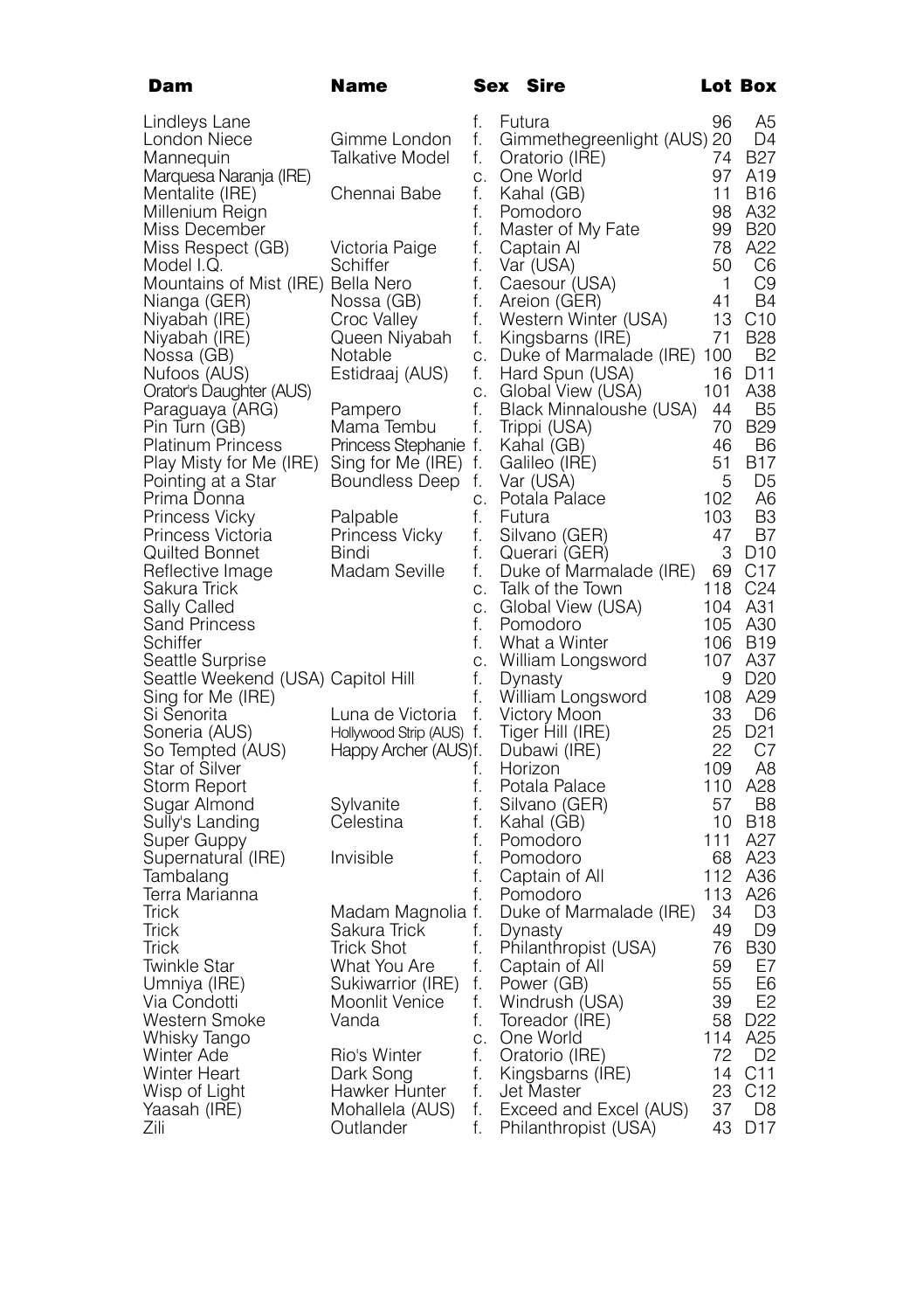| Dam | Name | Sex | Sire | Lot | Box |
|---|---|---|---|---|---|
| Lindleys Lane | | f. | Futura | 96 | A5 |
| London Niece | Gimme London | f. | Gimmethegreenlight (AUS) | 20 | D4 |
| Mannequin | Talkative Model | f. | Oratorio (IRE) | 74 | B27 |
| Marquesa Naranja (IRE) | | c. | One World | 97 | A19 |
| Mentalite (IRE) | Chennai Babe | f. | Kahal (GB) | 11 | B16 |
| Millenium Reign | | f. | Pomodoro | 98 | A32 |
| Miss December | | f. | Master of My Fate | 99 | B20 |
| Miss Respect (GB) | Victoria Paige | f. | Captain Al | 78 | A22 |
| Model I.Q. | Schiffer | f. | Var (USA) | 50 | C6 |
| Mountains of Mist (IRE) | Bella Nero | f. | Caesour (USA) | 1 | C9 |
| Nianga (GER) | Nossa (GB) | f. | Areion (GER) | 41 | B4 |
| Niyabah (IRE) | Croc Valley | f. | Western Winter (USA) | 13 | C10 |
| Niyabah (IRE) | Queen Niyabah | f. | Kingsbarns (IRE) | 71 | B28 |
| Nossa (GB) | Notable | c. | Duke of Marmalade (IRE) | 100 | B2 |
| Nufoos (AUS) | Estidraaj (AUS) | f. | Hard Spun (USA) | 16 | D11 |
| Orator's Daughter (AUS) | | c. | Global View (USA) | 101 | A38 |
| Paraguaya (ARG) | Pampero | f. | Black Minnaloushe (USA) | 44 | B5 |
| Pin Turn (GB) | Mama Tembu | f. | Trippi (USA) | 70 | B29 |
| Platinum Princess | Princess Stephanie | f. | Kahal (GB) | 46 | B6 |
| Play Misty for Me (IRE) | Sing for Me (IRE) | f. | Galileo (IRE) | 51 | B17 |
| Pointing at a Star | Boundless Deep | f. | Var (USA) | 5 | D5 |
| Prima Donna | | c. | Potala Palace | 102 | A6 |
| Princess Vicky | Palpable | f. | Futura | 103 | B3 |
| Princess Victoria | Princess Vicky | f. | Silvano (GER) | 47 | B7 |
| Quilted Bonnet | Bindi | f. | Querari (GER) | 3 | D10 |
| Reflective Image | Madam Seville | f. | Duke of Marmalade (IRE) | 69 | C17 |
| Sakura Trick | | c. | Talk of the Town | 118 | C24 |
| Sally Called | | c. | Global View (USA) | 104 | A31 |
| Sand Princess | | f. | Pomodoro | 105 | A30 |
| Schiffer | | f. | What a Winter | 106 | B19 |
| Seattle Surprise | | c. | William Longsword | 107 | A37 |
| Seattle Weekend (USA) | Capitol Hill | f. | Dynasty | 9 | D20 |
| Sing for Me (IRE) | | f. | William Longsword | 108 | A29 |
| Si Senorita | Luna de Victoria | f. | Victory Moon | 33 | D6 |
| Soneria (AUS) | Hollywood Strip (AUS) | f. | Tiger Hill (IRE) | 25 | D21 |
| So Tempted (AUS) | Happy Archer (AUS) | f. | Dubawi (IRE) | 22 | C7 |
| Star of Silver | | f. | Horizon | 109 | A8 |
| Storm Report | | f. | Potala Palace | 110 | A28 |
| Sugar Almond | Sylvanite | f. | Silvano (GER) | 57 | B8 |
| Sully's Landing | Celestina | f. | Kahal (GB) | 10 | B18 |
| Super Guppy | | f. | Pomodoro | 111 | A27 |
| Supernatural (IRE) | Invisible | f. | Pomodoro | 68 | A23 |
| Tambalang | | f. | Captain of All | 112 | A36 |
| Terra Marianna | | f. | Pomodoro | 113 | A26 |
| Trick | Madam Magnolia | f. | Duke of Marmalade (IRE) | 34 | D3 |
| Trick | Sakura Trick | f. | Dynasty | 49 | D9 |
| Trick | Trick Shot | f. | Philanthropist (USA) | 76 | B30 |
| Twinkle Star | What You Are | f. | Captain of All | 59 | E7 |
| Umniya (IRE) | Sukiwarrior (IRE) | f. | Power (GB) | 55 | E6 |
| Via Condotti | Moonlit Venice | f. | Windrush (USA) | 39 | E2 |
| Western Smoke | Vanda | f. | Toreador (IRE) | 58 | D22 |
| Whisky Tango | | c. | One World | 114 | A25 |
| Winter Ade | Rio's Winter | f. | Oratorio (IRE) | 72 | D2 |
| Winter Heart | Dark Song | f. | Kingsbarns (IRE) | 14 | C11 |
| Wisp of Light | Hawker Hunter | f. | Jet Master | 23 | C12 |
| Yaasah (IRE) | Mohallela (AUS) | f. | Exceed and Excel (AUS) | 37 | D8 |
| Zili | Outlander | f. | Philanthropist (USA) | 43 | D17 |